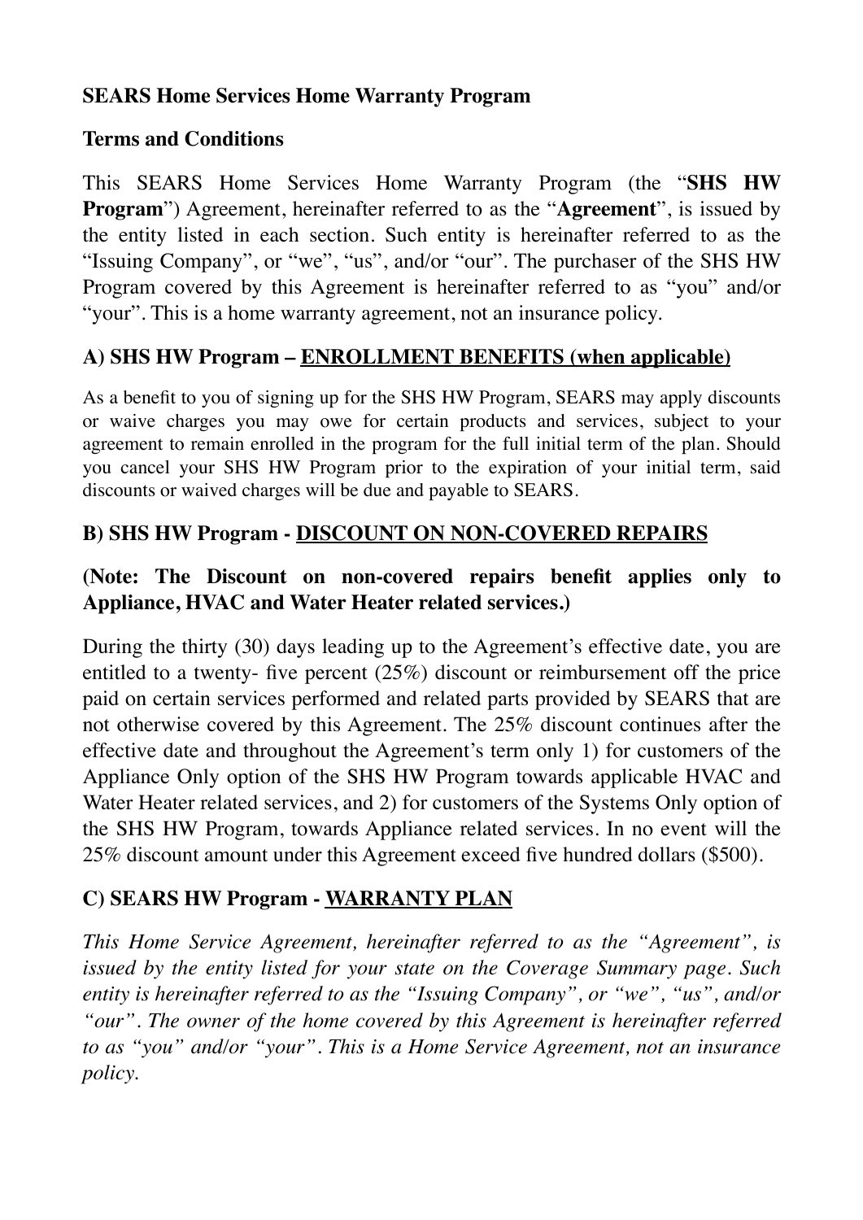**SEARS Home Services Home Warranty Program**

**Terms and Conditions**

This SEARS Home Services Home Warranty Program (the "**SHS HW Program**") Agreement, hereinafter referred to as the "**Agreement**", is issued by the entity listed in each section. Such entity is hereinafter referred to as the "Issuing Company", or "we", "us", and/or "our". The purchaser of the SHS HW Program covered by this Agreement is hereinafter referred to as "you" and/or "your". This is a home warranty agreement, not an insurance policy.

## A) SHS HW Program – ENROLLMENT BENEFITS (when applicable)

As a benefit to you of signing up for the SHS HW Program, SEARS may apply discounts or waive charges you may owe for certain products and services, subject to your agreement to remain enrolled in the program for the full initial term of the plan. Should you cancel your SHS HW Program prior to the expiration of your initial term, said discounts or waived charges will be due and payable to SEARS.

## B) SHS HW Program - DISCOUNT ON NON-COVERED REPAIRS

**(Note: The Discount on non-covered repairs benefit applies only to Appliance, HVAC and Water Heater related services.)**

During the thirty (30) days leading up to the Agreement's effective date, you are entitled to a twenty- five percent (25%) discount or reimbursement off the price paid on certain services performed and related parts provided by SEARS that are not otherwise covered by this Agreement. The 25% discount continues after the effective date and throughout the Agreement's term only 1) for customers of the Appliance Only option of the SHS HW Program towards applicable HVAC and Water Heater related services, and 2) for customers of the Systems Only option of the SHS HW Program, towards Appliance related services. In no event will the 25% discount amount under this Agreement exceed five hundred dollars ($500).

## C) SEARS HW Program - WARRANTY PLAN

*This Home Service Agreement, hereinafter referred to as the "Agreement", is issued by the entity listed for your state on the Coverage Summary page. Such entity is hereinafter referred to as the "Issuing Company", or "we", "us", and/or "our". The owner of the home covered by this Agreement is hereinafter referred to as "you" and/or "your". This is a Home Service Agreement, not an insurance policy.*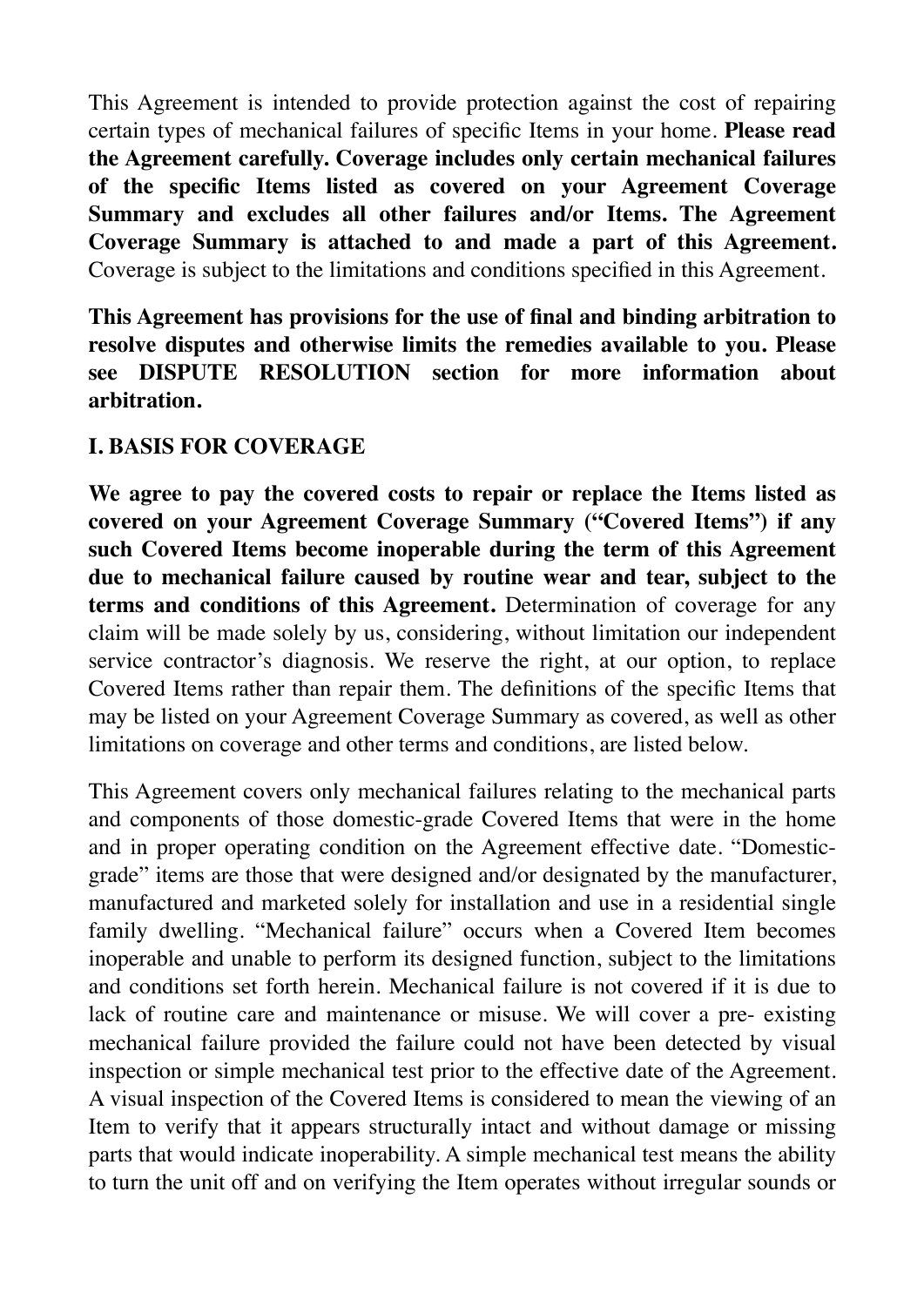This Agreement is intended to provide protection against the cost of repairing certain types of mechanical failures of specific Items in your home. **Please read the Agreement carefully. Coverage includes only certain mechanical failures of the specific Items listed as covered on your Agreement Coverage Summary and excludes all other failures and/or Items. The Agreement Coverage Summary is attached to and made a part of this Agreement.** Coverage is subject to the limitations and conditions specified in this Agreement.

**This Agreement has provisions for the use of final and binding arbitration to resolve disputes and otherwise limits the remedies available to you. Please see DISPUTE RESOLUTION section for more information about arbitration.**

## I. BASIS FOR COVERAGE

**We agree to pay the covered costs to repair or replace the Items listed as covered on your Agreement Coverage Summary ("Covered Items") if any such Covered Items become inoperable during the term of this Agreement due to mechanical failure caused by routine wear and tear, subject to the terms and conditions of this Agreement.** Determination of coverage for any claim will be made solely by us, considering, without limitation our independent service contractor's diagnosis. We reserve the right, at our option, to replace Covered Items rather than repair them. The definitions of the specific Items that may be listed on your Agreement Coverage Summary as covered, as well as other limitations on coverage and other terms and conditions, are listed below.

This Agreement covers only mechanical failures relating to the mechanical parts and components of those domestic-grade Covered Items that were in the home and in proper operating condition on the Agreement effective date. "Domestic-grade" items are those that were designed and/or designated by the manufacturer, manufactured and marketed solely for installation and use in a residential single family dwelling. "Mechanical failure" occurs when a Covered Item becomes inoperable and unable to perform its designed function, subject to the limitations and conditions set forth herein. Mechanical failure is not covered if it is due to lack of routine care and maintenance or misuse. We will cover a pre- existing mechanical failure provided the failure could not have been detected by visual inspection or simple mechanical test prior to the effective date of the Agreement. A visual inspection of the Covered Items is considered to mean the viewing of an Item to verify that it appears structurally intact and without damage or missing parts that would indicate inoperability. A simple mechanical test means the ability to turn the unit off and on verifying the Item operates without irregular sounds or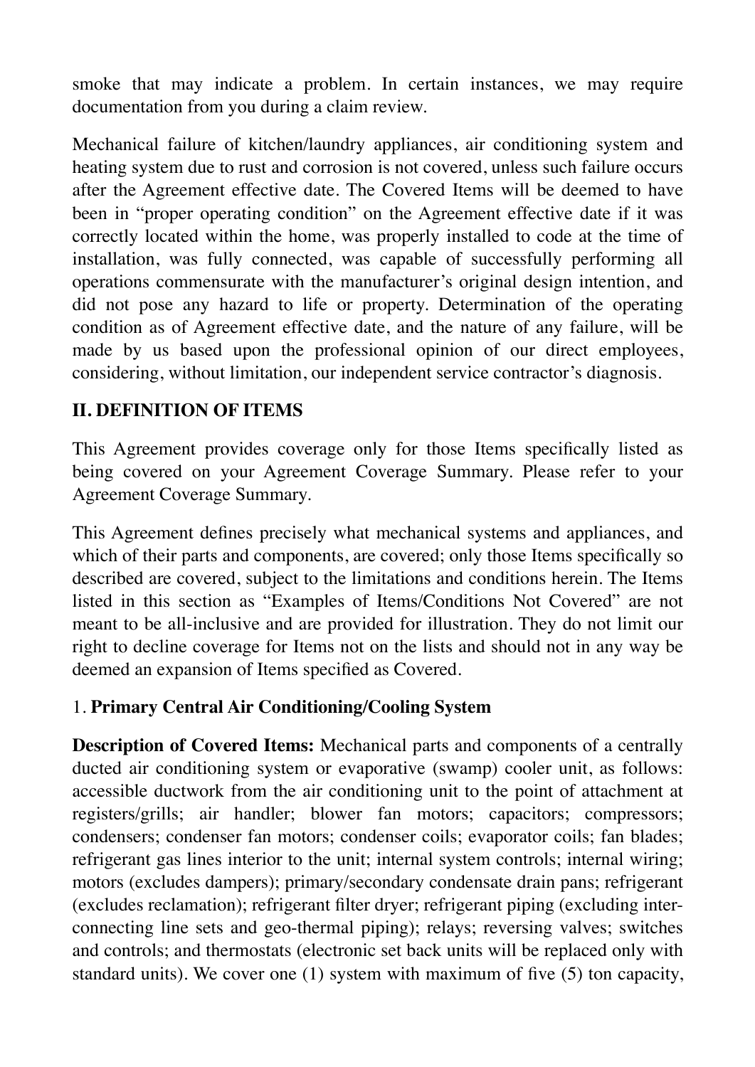smoke that may indicate a problem. In certain instances, we may require documentation from you during a claim review.

Mechanical failure of kitchen/laundry appliances, air conditioning system and heating system due to rust and corrosion is not covered, unless such failure occurs after the Agreement effective date. The Covered Items will be deemed to have been in "proper operating condition" on the Agreement effective date if it was correctly located within the home, was properly installed to code at the time of installation, was fully connected, was capable of successfully performing all operations commensurate with the manufacturer's original design intention, and did not pose any hazard to life or property. Determination of the operating condition as of Agreement effective date, and the nature of any failure, will be made by us based upon the professional opinion of our direct employees, considering, without limitation, our independent service contractor's diagnosis.

## II. DEFINITION OF ITEMS

This Agreement provides coverage only for those Items specifically listed as being covered on your Agreement Coverage Summary. Please refer to your Agreement Coverage Summary.

This Agreement defines precisely what mechanical systems and appliances, and which of their parts and components, are covered; only those Items specifically so described are covered, subject to the limitations and conditions herein. The Items listed in this section as "Examples of Items/Conditions Not Covered" are not meant to be all-inclusive and are provided for illustration. They do not limit our right to decline coverage for Items not on the lists and should not in any way be deemed an expansion of Items specified as Covered.

### 1. **Primary Central Air Conditioning/Cooling System**

**Description of Covered Items:** Mechanical parts and components of a centrally ducted air conditioning system or evaporative (swamp) cooler unit, as follows: accessible ductwork from the air conditioning unit to the point of attachment at registers/grills; air handler; blower fan motors; capacitors; compressors; condensers; condenser fan motors; condenser coils; evaporator coils; fan blades; refrigerant gas lines interior to the unit; internal system controls; internal wiring; motors (excludes dampers); primary/secondary condensate drain pans; refrigerant (excludes reclamation); refrigerant filter dryer; refrigerant piping (excluding inter-connecting line sets and geo-thermal piping); relays; reversing valves; switches and controls; and thermostats (electronic set back units will be replaced only with standard units). We cover one (1) system with maximum of five (5) ton capacity,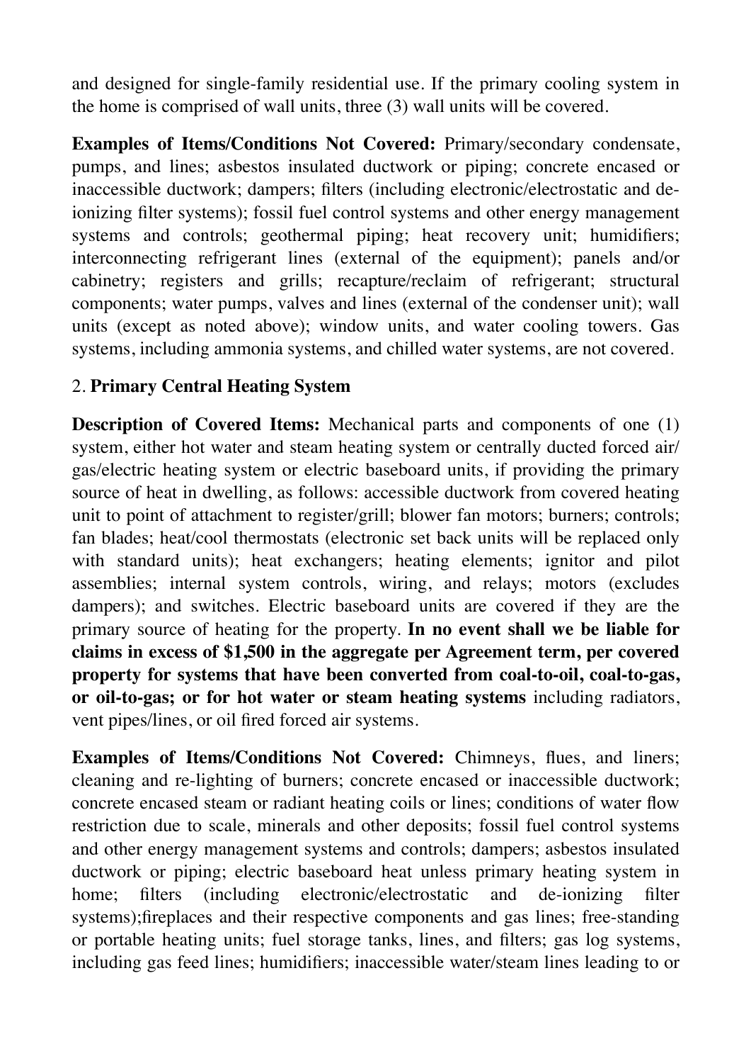and designed for single-family residential use. If the primary cooling system in the home is comprised of wall units, three (3) wall units will be covered.

**Examples of Items/Conditions Not Covered:** Primary/secondary condensate, pumps, and lines; asbestos insulated ductwork or piping; concrete encased or inaccessible ductwork; dampers; filters (including electronic/electrostatic and de-ionizing filter systems); fossil fuel control systems and other energy management systems and controls; geothermal piping; heat recovery unit; humidifiers; interconnecting refrigerant lines (external of the equipment); panels and/or cabinetry; registers and grills; recapture/reclaim of refrigerant; structural components; water pumps, valves and lines (external of the condenser unit); wall units (except as noted above); window units, and water cooling towers. Gas systems, including ammonia systems, and chilled water systems, are not covered.

2. **Primary Central Heating System**

**Description of Covered Items:** Mechanical parts and components of one (1) system, either hot water and steam heating system or centrally ducted forced air/gas/electric heating system or electric baseboard units, if providing the primary source of heat in dwelling, as follows: accessible ductwork from covered heating unit to point of attachment to register/grill; blower fan motors; burners; controls; fan blades; heat/cool thermostats (electronic set back units will be replaced only with standard units); heat exchangers; heating elements; ignitor and pilot assemblies; internal system controls, wiring, and relays; motors (excludes dampers); and switches. Electric baseboard units are covered if they are the primary source of heating for the property. **In no event shall we be liable for claims in excess of $1,500 in the aggregate per Agreement term, per covered property for systems that have been converted from coal-to-oil, coal-to-gas, or oil-to-gas; or for hot water or steam heating systems** including radiators, vent pipes/lines, or oil fired forced air systems.

**Examples of Items/Conditions Not Covered:** Chimneys, flues, and liners; cleaning and re-lighting of burners; concrete encased or inaccessible ductwork; concrete encased steam or radiant heating coils or lines; conditions of water flow restriction due to scale, minerals and other deposits; fossil fuel control systems and other energy management systems and controls; dampers; asbestos insulated ductwork or piping; electric baseboard heat unless primary heating system in home; filters (including electronic/electrostatic and de-ionizing filter systems);fireplaces and their respective components and gas lines; free-standing or portable heating units; fuel storage tanks, lines, and filters; gas log systems, including gas feed lines; humidifiers; inaccessible water/steam lines leading to or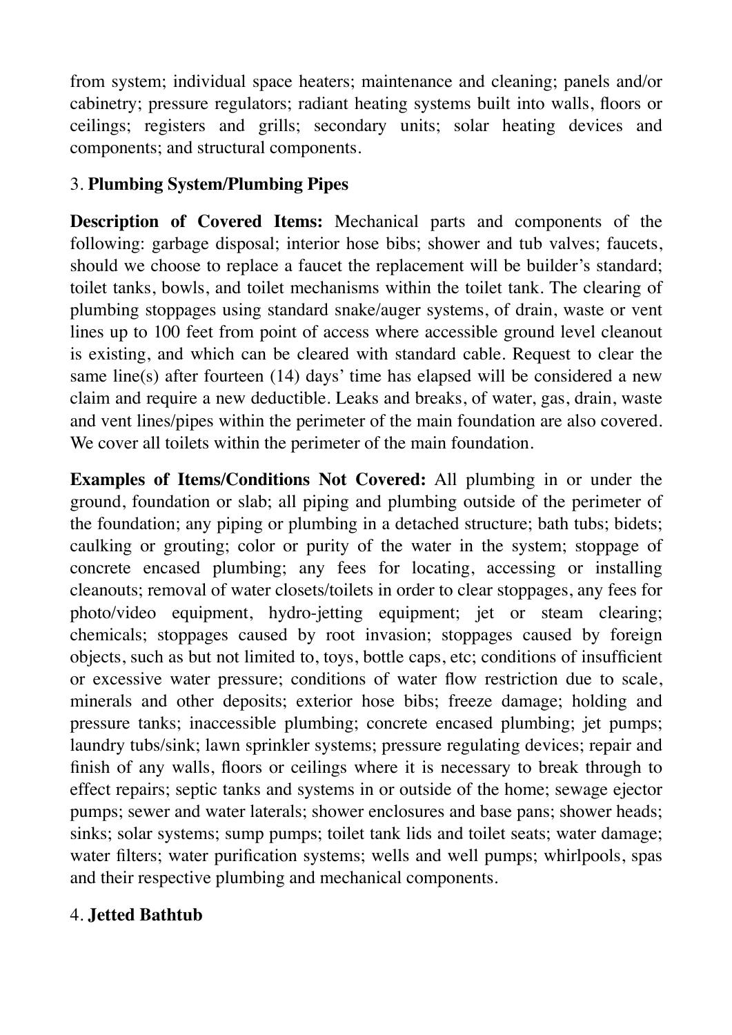from system; individual space heaters; maintenance and cleaning; panels and/or cabinetry; pressure regulators; radiant heating systems built into walls, floors or ceilings; registers and grills; secondary units; solar heating devices and components; and structural components.

3. **Plumbing System/Plumbing Pipes**

**Description of Covered Items:** Mechanical parts and components of the following: garbage disposal; interior hose bibs; shower and tub valves; faucets, should we choose to replace a faucet the replacement will be builder's standard; toilet tanks, bowls, and toilet mechanisms within the toilet tank. The clearing of plumbing stoppages using standard snake/auger systems, of drain, waste or vent lines up to 100 feet from point of access where accessible ground level cleanout is existing, and which can be cleared with standard cable. Request to clear the same line(s) after fourteen (14) days' time has elapsed will be considered a new claim and require a new deductible. Leaks and breaks, of water, gas, drain, waste and vent lines/pipes within the perimeter of the main foundation are also covered. We cover all toilets within the perimeter of the main foundation.

**Examples of Items/Conditions Not Covered:** All plumbing in or under the ground, foundation or slab; all piping and plumbing outside of the perimeter of the foundation; any piping or plumbing in a detached structure; bath tubs; bidets; caulking or grouting; color or purity of the water in the system; stoppage of concrete encased plumbing; any fees for locating, accessing or installing cleanouts; removal of water closets/toilets in order to clear stoppages, any fees for photo/video equipment, hydro-jetting equipment; jet or steam clearing; chemicals; stoppages caused by root invasion; stoppages caused by foreign objects, such as but not limited to, toys, bottle caps, etc; conditions of insufficient or excessive water pressure; conditions of water flow restriction due to scale, minerals and other deposits; exterior hose bibs; freeze damage; holding and pressure tanks; inaccessible plumbing; concrete encased plumbing; jet pumps; laundry tubs/sink; lawn sprinkler systems; pressure regulating devices; repair and finish of any walls, floors or ceilings where it is necessary to break through to effect repairs; septic tanks and systems in or outside of the home; sewage ejector pumps; sewer and water laterals; shower enclosures and base pans; shower heads; sinks; solar systems; sump pumps; toilet tank lids and toilet seats; water damage; water filters; water purification systems; wells and well pumps; whirlpools, spas and their respective plumbing and mechanical components.

4. **Jetted Bathtub**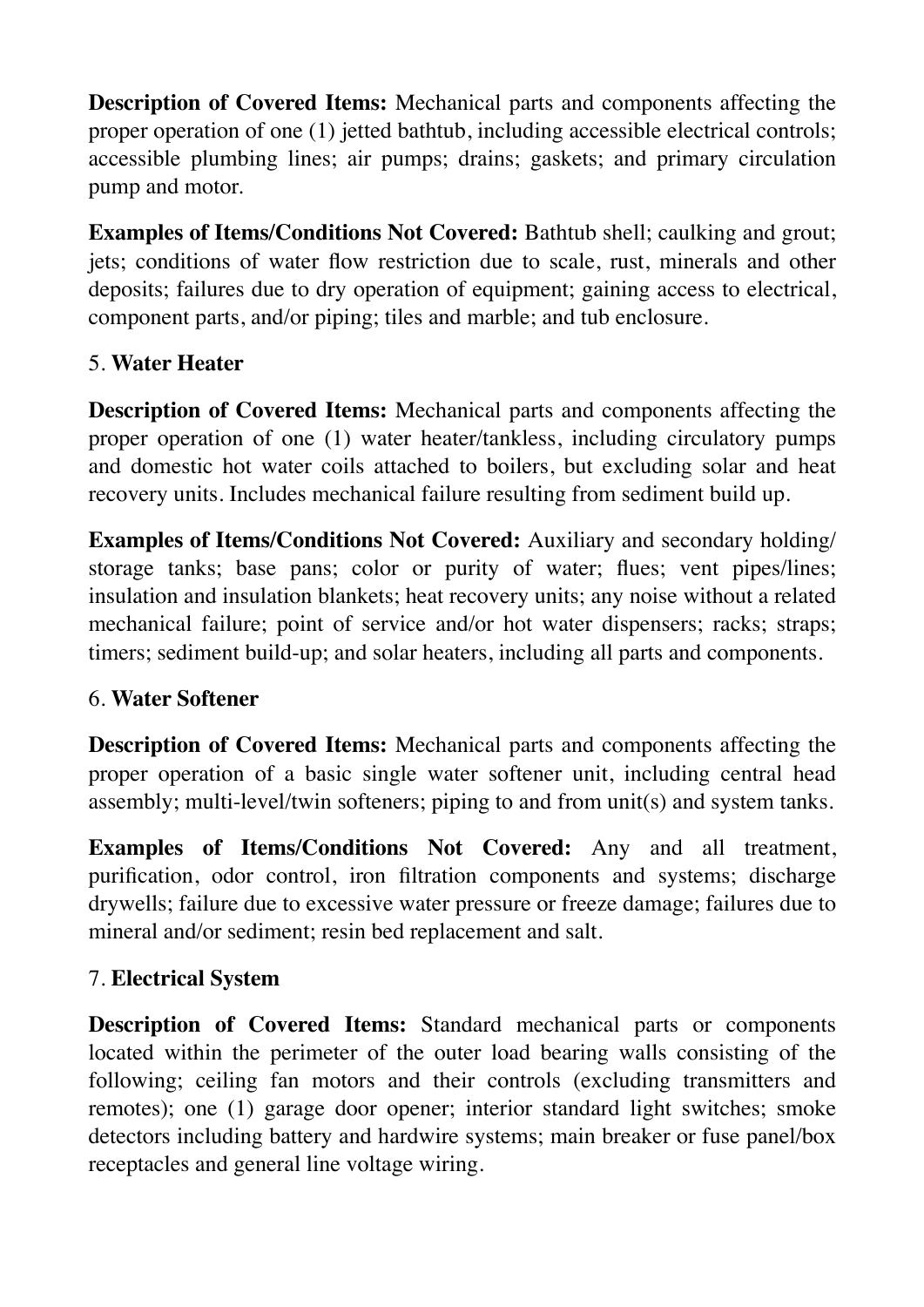**Description of Covered Items:** Mechanical parts and components affecting the proper operation of one (1) jetted bathtub, including accessible electrical controls; accessible plumbing lines; air pumps; drains; gaskets; and primary circulation pump and motor.

**Examples of Items/Conditions Not Covered:** Bathtub shell; caulking and grout; jets; conditions of water flow restriction due to scale, rust, minerals and other deposits; failures due to dry operation of equipment; gaining access to electrical, component parts, and/or piping; tiles and marble; and tub enclosure.

5. **Water Heater**

**Description of Covered Items:** Mechanical parts and components affecting the proper operation of one (1) water heater/tankless, including circulatory pumps and domestic hot water coils attached to boilers, but excluding solar and heat recovery units. Includes mechanical failure resulting from sediment build up.

**Examples of Items/Conditions Not Covered:** Auxiliary and secondary holding/ storage tanks; base pans; color or purity of water; flues; vent pipes/lines; insulation and insulation blankets; heat recovery units; any noise without a related mechanical failure; point of service and/or hot water dispensers; racks; straps; timers; sediment build-up; and solar heaters, including all parts and components.

6. **Water Softener**

**Description of Covered Items:** Mechanical parts and components affecting the proper operation of a basic single water softener unit, including central head assembly; multi-level/twin softeners; piping to and from unit(s) and system tanks.

**Examples of Items/Conditions Not Covered:** Any and all treatment, purification, odor control, iron filtration components and systems; discharge drywells; failure due to excessive water pressure or freeze damage; failures due to mineral and/or sediment; resin bed replacement and salt.

7. **Electrical System**

**Description of Covered Items:** Standard mechanical parts or components located within the perimeter of the outer load bearing walls consisting of the following; ceiling fan motors and their controls (excluding transmitters and remotes); one (1) garage door opener; interior standard light switches; smoke detectors including battery and hardwire systems; main breaker or fuse panel/box receptacles and general line voltage wiring.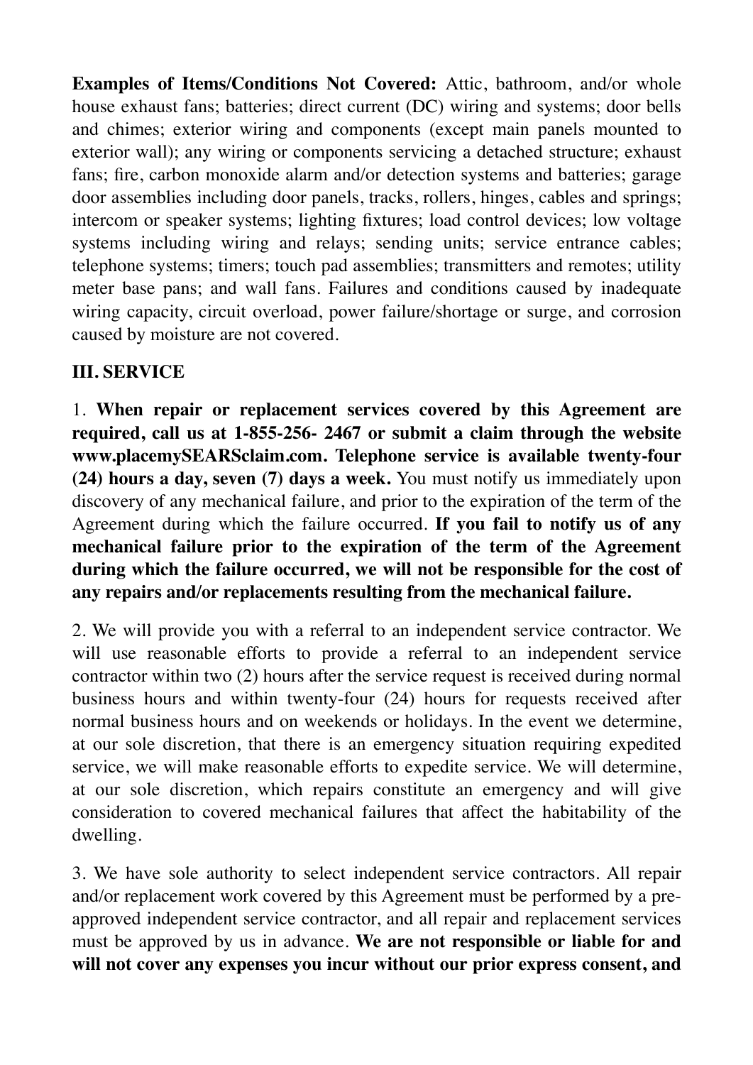**Examples of Items/Conditions Not Covered:** Attic, bathroom, and/or whole house exhaust fans; batteries; direct current (DC) wiring and systems; door bells and chimes; exterior wiring and components (except main panels mounted to exterior wall); any wiring or components servicing a detached structure; exhaust fans; fire, carbon monoxide alarm and/or detection systems and batteries; garage door assemblies including door panels, tracks, rollers, hinges, cables and springs; intercom or speaker systems; lighting fixtures; load control devices; low voltage systems including wiring and relays; sending units; service entrance cables; telephone systems; timers; touch pad assemblies; transmitters and remotes; utility meter base pans; and wall fans. Failures and conditions caused by inadequate wiring capacity, circuit overload, power failure/shortage or surge, and corrosion caused by moisture are not covered.

## III. SERVICE

1. **When repair or replacement services covered by this Agreement are required, call us at 1-855-256- 2467 or submit a claim through the website www.placemySEARSclaim.com. Telephone service is available twenty-four (24) hours a day, seven (7) days a week.** You must notify us immediately upon discovery of any mechanical failure, and prior to the expiration of the term of the Agreement during which the failure occurred. **If you fail to notify us of any mechanical failure prior to the expiration of the term of the Agreement during which the failure occurred, we will not be responsible for the cost of any repairs and/or replacements resulting from the mechanical failure.**

2. We will provide you with a referral to an independent service contractor. We will use reasonable efforts to provide a referral to an independent service contractor within two (2) hours after the service request is received during normal business hours and within twenty-four (24) hours for requests received after normal business hours and on weekends or holidays. In the event we determine, at our sole discretion, that there is an emergency situation requiring expedited service, we will make reasonable efforts to expedite service. We will determine, at our sole discretion, which repairs constitute an emergency and will give consideration to covered mechanical failures that affect the habitability of the dwelling.

3. We have sole authority to select independent service contractors. All repair and/or replacement work covered by this Agreement must be performed by a pre-approved independent service contractor, and all repair and replacement services must be approved by us in advance. **We are not responsible or liable for and will not cover any expenses you incur without our prior express consent, and**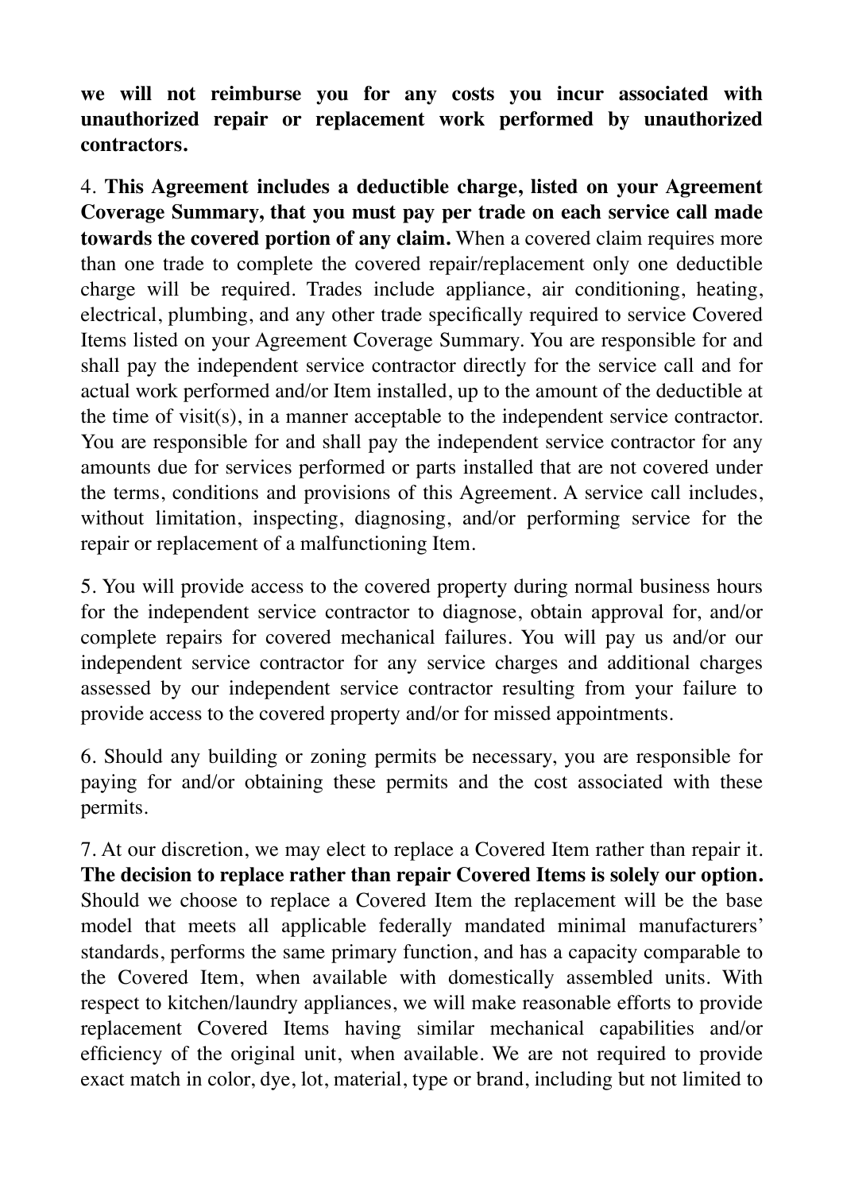**we will not reimburse you for any costs you incur associated with unauthorized repair or replacement work performed by unauthorized contractors.**

4. **This Agreement includes a deductible charge, listed on your Agreement Coverage Summary, that you must pay per trade on each service call made towards the covered portion of any claim.** When a covered claim requires more than one trade to complete the covered repair/replacement only one deductible charge will be required. Trades include appliance, air conditioning, heating, electrical, plumbing, and any other trade specifically required to service Covered Items listed on your Agreement Coverage Summary. You are responsible for and shall pay the independent service contractor directly for the service call and for actual work performed and/or Item installed, up to the amount of the deductible at the time of visit(s), in a manner acceptable to the independent service contractor. You are responsible for and shall pay the independent service contractor for any amounts due for services performed or parts installed that are not covered under the terms, conditions and provisions of this Agreement. A service call includes, without limitation, inspecting, diagnosing, and/or performing service for the repair or replacement of a malfunctioning Item.

5. You will provide access to the covered property during normal business hours for the independent service contractor to diagnose, obtain approval for, and/or complete repairs for covered mechanical failures. You will pay us and/or our independent service contractor for any service charges and additional charges assessed by our independent service contractor resulting from your failure to provide access to the covered property and/or for missed appointments.

6. Should any building or zoning permits be necessary, you are responsible for paying for and/or obtaining these permits and the cost associated with these permits.

7. At our discretion, we may elect to replace a Covered Item rather than repair it. **The decision to replace rather than repair Covered Items is solely our option.** Should we choose to replace a Covered Item the replacement will be the base model that meets all applicable federally mandated minimal manufacturers' standards, performs the same primary function, and has a capacity comparable to the Covered Item, when available with domestically assembled units. With respect to kitchen/laundry appliances, we will make reasonable efforts to provide replacement Covered Items having similar mechanical capabilities and/or efficiency of the original unit, when available. We are not required to provide exact match in color, dye, lot, material, type or brand, including but not limited to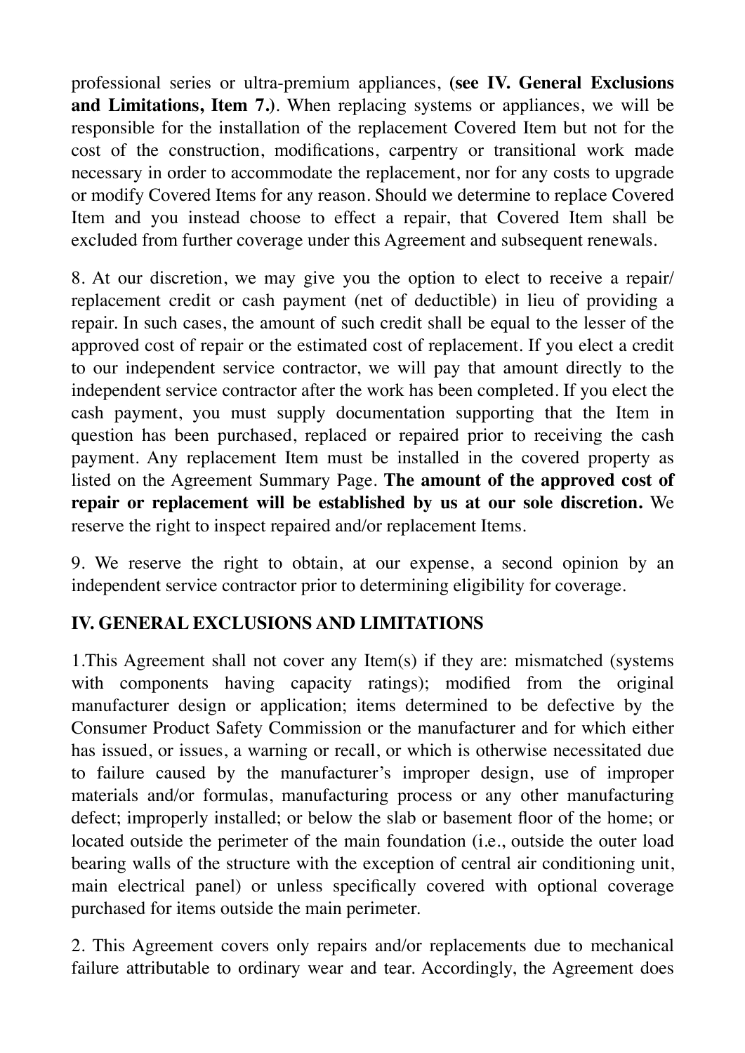professional series or ultra-premium appliances, **(see IV. General Exclusions and Limitations, Item 7.)**. When replacing systems or appliances, we will be responsible for the installation of the replacement Covered Item but not for the cost of the construction, modifications, carpentry or transitional work made necessary in order to accommodate the replacement, nor for any costs to upgrade or modify Covered Items for any reason. Should we determine to replace Covered Item and you instead choose to effect a repair, that Covered Item shall be excluded from further coverage under this Agreement and subsequent renewals.

8. At our discretion, we may give you the option to elect to receive a repair/replacement credit or cash payment (net of deductible) in lieu of providing a repair. In such cases, the amount of such credit shall be equal to the lesser of the approved cost of repair or the estimated cost of replacement. If you elect a credit to our independent service contractor, we will pay that amount directly to the independent service contractor after the work has been completed. If you elect the cash payment, you must supply documentation supporting that the Item in question has been purchased, replaced or repaired prior to receiving the cash payment. Any replacement Item must be installed in the covered property as listed on the Agreement Summary Page. **The amount of the approved cost of repair or replacement will be established by us at our sole discretion.** We reserve the right to inspect repaired and/or replacement Items.

9. We reserve the right to obtain, at our expense, a second opinion by an independent service contractor prior to determining eligibility for coverage.

## IV. GENERAL EXCLUSIONS AND LIMITATIONS

1.This Agreement shall not cover any Item(s) if they are: mismatched (systems with components having capacity ratings); modified from the original manufacturer design or application; items determined to be defective by the Consumer Product Safety Commission or the manufacturer and for which either has issued, or issues, a warning or recall, or which is otherwise necessitated due to failure caused by the manufacturer's improper design, use of improper materials and/or formulas, manufacturing process or any other manufacturing defect; improperly installed; or below the slab or basement floor of the home; or located outside the perimeter of the main foundation (i.e., outside the outer load bearing walls of the structure with the exception of central air conditioning unit, main electrical panel) or unless specifically covered with optional coverage purchased for items outside the main perimeter.

2. This Agreement covers only repairs and/or replacements due to mechanical failure attributable to ordinary wear and tear. Accordingly, the Agreement does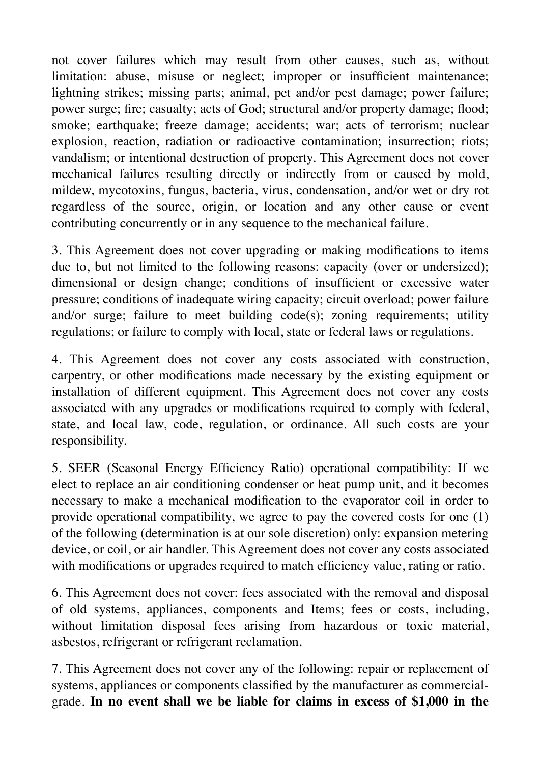not cover failures which may result from other causes, such as, without limitation: abuse, misuse or neglect; improper or insufficient maintenance; lightning strikes; missing parts; animal, pet and/or pest damage; power failure; power surge; fire; casualty; acts of God; structural and/or property damage; flood; smoke; earthquake; freeze damage; accidents; war; acts of terrorism; nuclear explosion, reaction, radiation or radioactive contamination; insurrection; riots; vandalism; or intentional destruction of property. This Agreement does not cover mechanical failures resulting directly or indirectly from or caused by mold, mildew, mycotoxins, fungus, bacteria, virus, condensation, and/or wet or dry rot regardless of the source, origin, or location and any other cause or event contributing concurrently or in any sequence to the mechanical failure.

3. This Agreement does not cover upgrading or making modifications to items due to, but not limited to the following reasons: capacity (over or undersized); dimensional or design change; conditions of insufficient or excessive water pressure; conditions of inadequate wiring capacity; circuit overload; power failure and/or surge; failure to meet building code(s); zoning requirements; utility regulations; or failure to comply with local, state or federal laws or regulations.

4. This Agreement does not cover any costs associated with construction, carpentry, or other modifications made necessary by the existing equipment or installation of different equipment. This Agreement does not cover any costs associated with any upgrades or modifications required to comply with federal, state, and local law, code, regulation, or ordinance. All such costs are your responsibility.

5. SEER (Seasonal Energy Efficiency Ratio) operational compatibility: If we elect to replace an air conditioning condenser or heat pump unit, and it becomes necessary to make a mechanical modification to the evaporator coil in order to provide operational compatibility, we agree to pay the covered costs for one (1) of the following (determination is at our sole discretion) only: expansion metering device, or coil, or air handler. This Agreement does not cover any costs associated with modifications or upgrades required to match efficiency value, rating or ratio.

6. This Agreement does not cover: fees associated with the removal and disposal of old systems, appliances, components and Items; fees or costs, including, without limitation disposal fees arising from hazardous or toxic material, asbestos, refrigerant or refrigerant reclamation.

7. This Agreement does not cover any of the following: repair or replacement of systems, appliances or components classified by the manufacturer as commercial-grade. **In no event shall we be liable for claims in excess of $1,000 in the**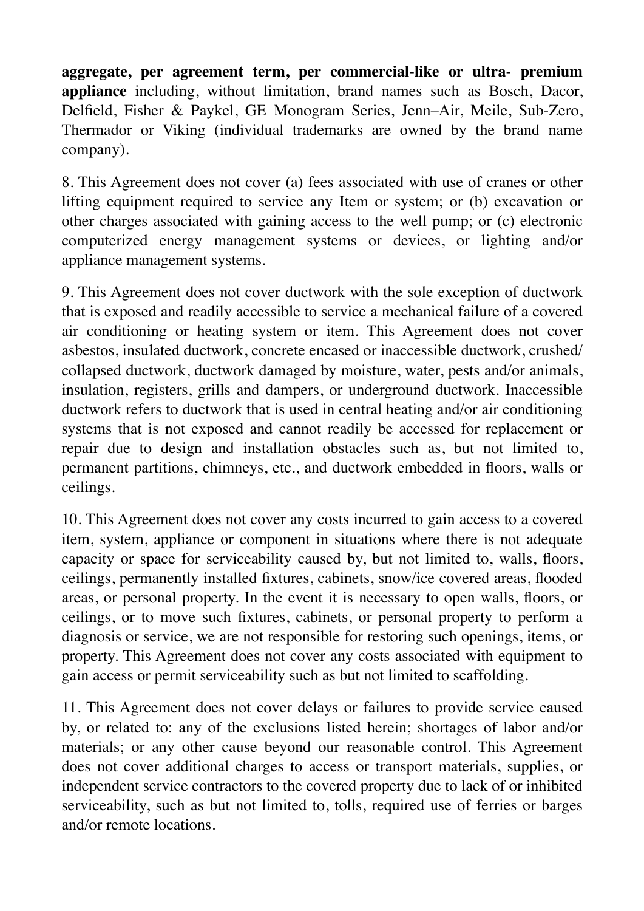**aggregate, per agreement term, per commercial-like or ultra- premium appliance** including, without limitation, brand names such as Bosch, Dacor, Delfield, Fisher & Paykel, GE Monogram Series, Jenn–Air, Meile, Sub-Zero, Thermador or Viking (individual trademarks are owned by the brand name company).

8. This Agreement does not cover (a) fees associated with use of cranes or other lifting equipment required to service any Item or system; or (b) excavation or other charges associated with gaining access to the well pump; or (c) electronic computerized energy management systems or devices, or lighting and/or appliance management systems.

9. This Agreement does not cover ductwork with the sole exception of ductwork that is exposed and readily accessible to service a mechanical failure of a covered air conditioning or heating system or item. This Agreement does not cover asbestos, insulated ductwork, concrete encased or inaccessible ductwork, crushed/collapsed ductwork, ductwork damaged by moisture, water, pests and/or animals, insulation, registers, grills and dampers, or underground ductwork. Inaccessible ductwork refers to ductwork that is used in central heating and/or air conditioning systems that is not exposed and cannot readily be accessed for replacement or repair due to design and installation obstacles such as, but not limited to, permanent partitions, chimneys, etc., and ductwork embedded in floors, walls or ceilings.

10. This Agreement does not cover any costs incurred to gain access to a covered item, system, appliance or component in situations where there is not adequate capacity or space for serviceability caused by, but not limited to, walls, floors, ceilings, permanently installed fixtures, cabinets, snow/ice covered areas, flooded areas, or personal property. In the event it is necessary to open walls, floors, or ceilings, or to move such fixtures, cabinets, or personal property to perform a diagnosis or service, we are not responsible for restoring such openings, items, or property. This Agreement does not cover any costs associated with equipment to gain access or permit serviceability such as but not limited to scaffolding.

11. This Agreement does not cover delays or failures to provide service caused by, or related to: any of the exclusions listed herein; shortages of labor and/or materials; or any other cause beyond our reasonable control. This Agreement does not cover additional charges to access or transport materials, supplies, or independent service contractors to the covered property due to lack of or inhibited serviceability, such as but not limited to, tolls, required use of ferries or barges and/or remote locations.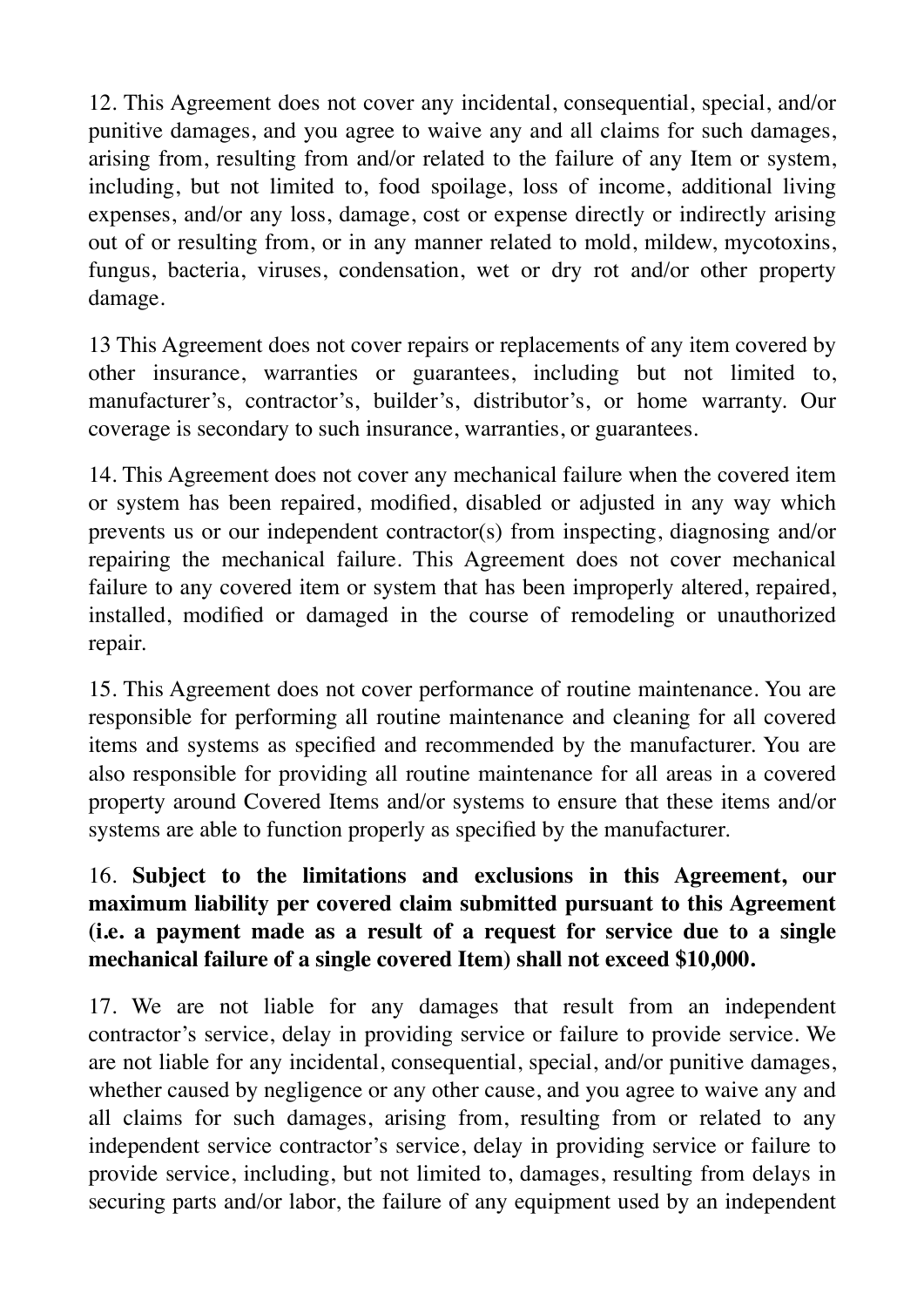12. This Agreement does not cover any incidental, consequential, special, and/or punitive damages, and you agree to waive any and all claims for such damages, arising from, resulting from and/or related to the failure of any Item or system, including, but not limited to, food spoilage, loss of income, additional living expenses, and/or any loss, damage, cost or expense directly or indirectly arising out of or resulting from, or in any manner related to mold, mildew, mycotoxins, fungus, bacteria, viruses, condensation, wet or dry rot and/or other property damage.

13 This Agreement does not cover repairs or replacements of any item covered by other insurance, warranties or guarantees, including but not limited to, manufacturer's, contractor's, builder's, distributor's, or home warranty. Our coverage is secondary to such insurance, warranties, or guarantees.

14. This Agreement does not cover any mechanical failure when the covered item or system has been repaired, modified, disabled or adjusted in any way which prevents us or our independent contractor(s) from inspecting, diagnosing and/or repairing the mechanical failure. This Agreement does not cover mechanical failure to any covered item or system that has been improperly altered, repaired, installed, modified or damaged in the course of remodeling or unauthorized repair.

15. This Agreement does not cover performance of routine maintenance. You are responsible for performing all routine maintenance and cleaning for all covered items and systems as specified and recommended by the manufacturer. You are also responsible for providing all routine maintenance for all areas in a covered property around Covered Items and/or systems to ensure that these items and/or systems are able to function properly as specified by the manufacturer.

16. **Subject to the limitations and exclusions in this Agreement, our maximum liability per covered claim submitted pursuant to this Agreement (i.e. a payment made as a result of a request for service due to a single mechanical failure of a single covered Item) shall not exceed $10,000.**

17. We are not liable for any damages that result from an independent contractor's service, delay in providing service or failure to provide service. We are not liable for any incidental, consequential, special, and/or punitive damages, whether caused by negligence or any other cause, and you agree to waive any and all claims for such damages, arising from, resulting from or related to any independent service contractor's service, delay in providing service or failure to provide service, including, but not limited to, damages, resulting from delays in securing parts and/or labor, the failure of any equipment used by an independent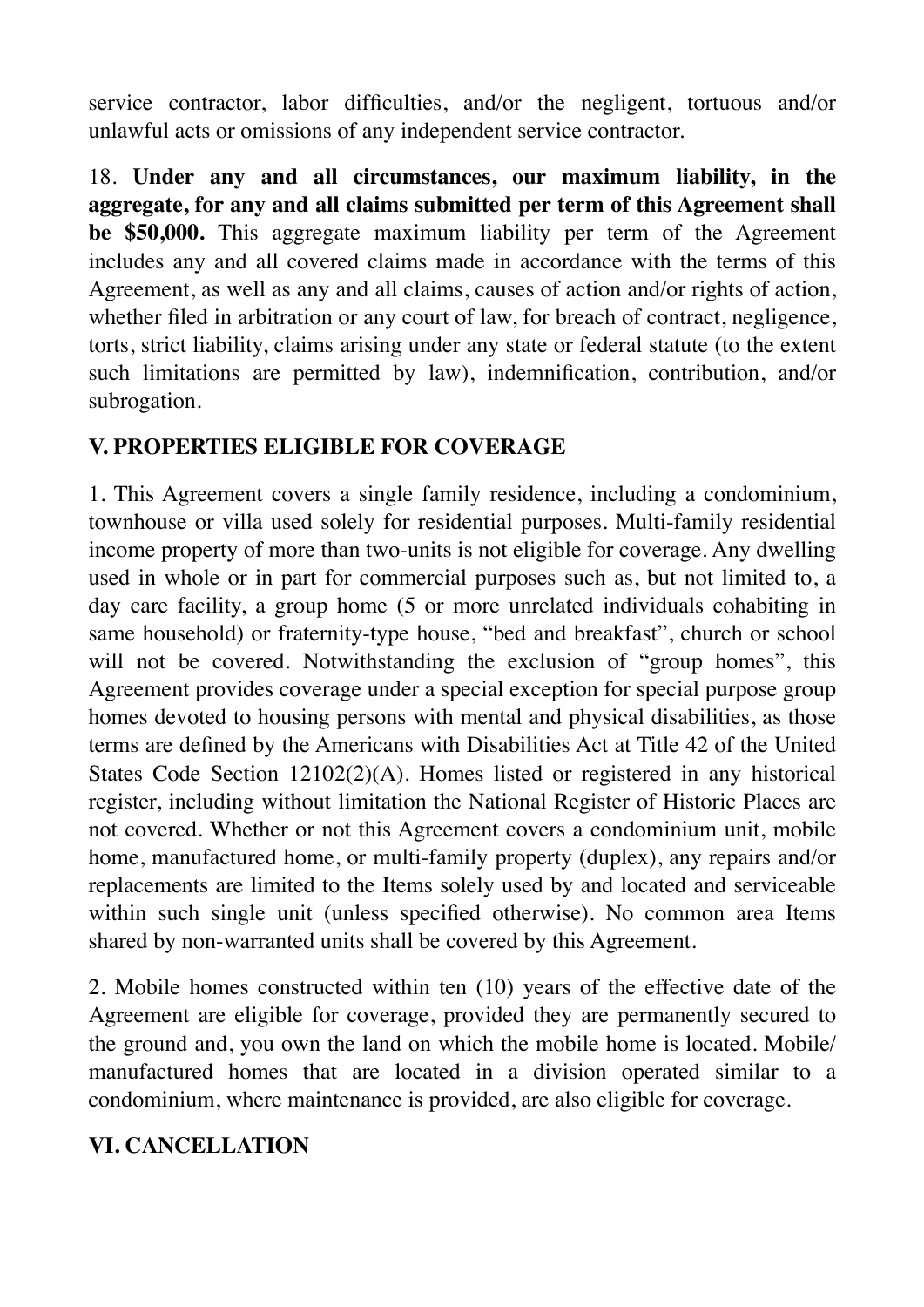service contractor, labor difficulties, and/or the negligent, tortuous and/or unlawful acts or omissions of any independent service contractor.

18. **Under any and all circumstances, our maximum liability, in the aggregate, for any and all claims submitted per term of this Agreement shall be $50,000.** This aggregate maximum liability per term of the Agreement includes any and all covered claims made in accordance with the terms of this Agreement, as well as any and all claims, causes of action and/or rights of action, whether filed in arbitration or any court of law, for breach of contract, negligence, torts, strict liability, claims arising under any state or federal statute (to the extent such limitations are permitted by law), indemnification, contribution, and/or subrogation.

## V. PROPERTIES ELIGIBLE FOR COVERAGE

1. This Agreement covers a single family residence, including a condominium, townhouse or villa used solely for residential purposes. Multi-family residential income property of more than two-units is not eligible for coverage. Any dwelling used in whole or in part for commercial purposes such as, but not limited to, a day care facility, a group home (5 or more unrelated individuals cohabiting in same household) or fraternity-type house, "bed and breakfast", church or school will not be covered. Notwithstanding the exclusion of "group homes", this Agreement provides coverage under a special exception for special purpose group homes devoted to housing persons with mental and physical disabilities, as those terms are defined by the Americans with Disabilities Act at Title 42 of the United States Code Section 12102(2)(A). Homes listed or registered in any historical register, including without limitation the National Register of Historic Places are not covered. Whether or not this Agreement covers a condominium unit, mobile home, manufactured home, or multi-family property (duplex), any repairs and/or replacements are limited to the Items solely used by and located and serviceable within such single unit (unless specified otherwise). No common area Items shared by non-warranted units shall be covered by this Agreement.

2. Mobile homes constructed within ten (10) years of the effective date of the Agreement are eligible for coverage, provided they are permanently secured to the ground and, you own the land on which the mobile home is located. Mobile/ manufactured homes that are located in a division operated similar to a condominium, where maintenance is provided, are also eligible for coverage.

## VI. CANCELLATION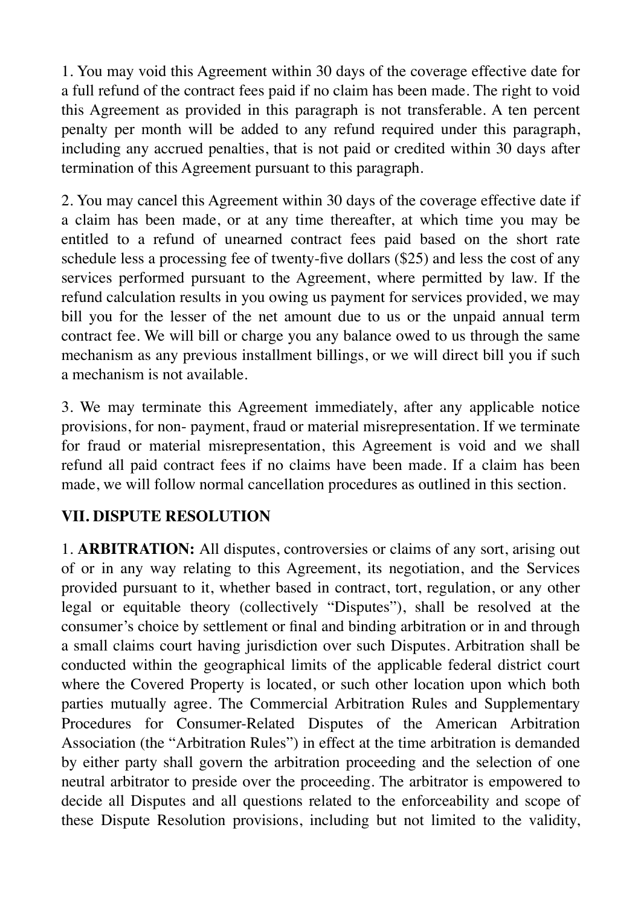1. You may void this Agreement within 30 days of the coverage effective date for a full refund of the contract fees paid if no claim has been made. The right to void this Agreement as provided in this paragraph is not transferable. A ten percent penalty per month will be added to any refund required under this paragraph, including any accrued penalties, that is not paid or credited within 30 days after termination of this Agreement pursuant to this paragraph.

2. You may cancel this Agreement within 30 days of the coverage effective date if a claim has been made, or at any time thereafter, at which time you may be entitled to a refund of unearned contract fees paid based on the short rate schedule less a processing fee of twenty-five dollars ($25) and less the cost of any services performed pursuant to the Agreement, where permitted by law. If the refund calculation results in you owing us payment for services provided, we may bill you for the lesser of the net amount due to us or the unpaid annual term contract fee. We will bill or charge you any balance owed to us through the same mechanism as any previous installment billings, or we will direct bill you if such a mechanism is not available.

3. We may terminate this Agreement immediately, after any applicable notice provisions, for non- payment, fraud or material misrepresentation. If we terminate for fraud or material misrepresentation, this Agreement is void and we shall refund all paid contract fees if no claims have been made. If a claim has been made, we will follow normal cancellation procedures as outlined in this section.

## VII. DISPUTE RESOLUTION

1. **ARBITRATION:** All disputes, controversies or claims of any sort, arising out of or in any way relating to this Agreement, its negotiation, and the Services provided pursuant to it, whether based in contract, tort, regulation, or any other legal or equitable theory (collectively "Disputes"), shall be resolved at the consumer's choice by settlement or final and binding arbitration or in and through a small claims court having jurisdiction over such Disputes. Arbitration shall be conducted within the geographical limits of the applicable federal district court where the Covered Property is located, or such other location upon which both parties mutually agree. The Commercial Arbitration Rules and Supplementary Procedures for Consumer-Related Disputes of the American Arbitration Association (the "Arbitration Rules") in effect at the time arbitration is demanded by either party shall govern the arbitration proceeding and the selection of one neutral arbitrator to preside over the proceeding. The arbitrator is empowered to decide all Disputes and all questions related to the enforceability and scope of these Dispute Resolution provisions, including but not limited to the validity,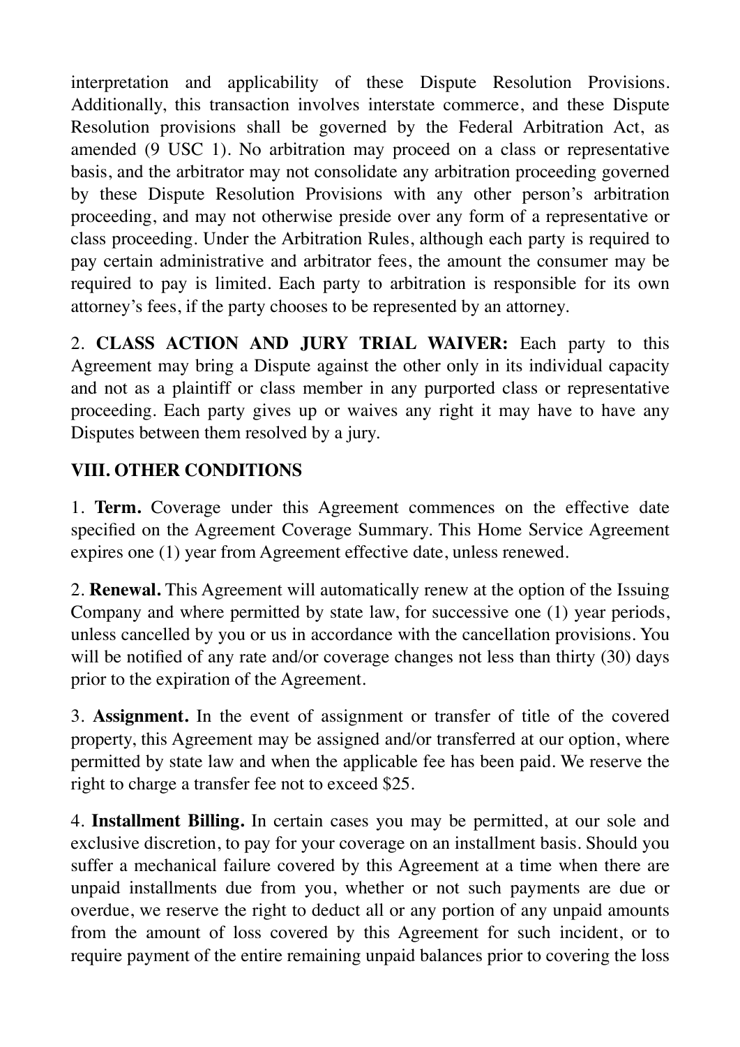interpretation and applicability of these Dispute Resolution Provisions. Additionally, this transaction involves interstate commerce, and these Dispute Resolution provisions shall be governed by the Federal Arbitration Act, as amended (9 USC 1). No arbitration may proceed on a class or representative basis, and the arbitrator may not consolidate any arbitration proceeding governed by these Dispute Resolution Provisions with any other person's arbitration proceeding, and may not otherwise preside over any form of a representative or class proceeding. Under the Arbitration Rules, although each party is required to pay certain administrative and arbitrator fees, the amount the consumer may be required to pay is limited. Each party to arbitration is responsible for its own attorney's fees, if the party chooses to be represented by an attorney.

2. **CLASS ACTION AND JURY TRIAL WAIVER:** Each party to this Agreement may bring a Dispute against the other only in its individual capacity and not as a plaintiff or class member in any purported class or representative proceeding. Each party gives up or waives any right it may have to have any Disputes between them resolved by a jury.

## VIII. OTHER CONDITIONS

1. **Term.** Coverage under this Agreement commences on the effective date specified on the Agreement Coverage Summary. This Home Service Agreement expires one (1) year from Agreement effective date, unless renewed.

2. **Renewal.** This Agreement will automatically renew at the option of the Issuing Company and where permitted by state law, for successive one (1) year periods, unless cancelled by you or us in accordance with the cancellation provisions. You will be notified of any rate and/or coverage changes not less than thirty (30) days prior to the expiration of the Agreement.

3. **Assignment.** In the event of assignment or transfer of title of the covered property, this Agreement may be assigned and/or transferred at our option, where permitted by state law and when the applicable fee has been paid. We reserve the right to charge a transfer fee not to exceed $25.

4. **Installment Billing.** In certain cases you may be permitted, at our sole and exclusive discretion, to pay for your coverage on an installment basis. Should you suffer a mechanical failure covered by this Agreement at a time when there are unpaid installments due from you, whether or not such payments are due or overdue, we reserve the right to deduct all or any portion of any unpaid amounts from the amount of loss covered by this Agreement for such incident, or to require payment of the entire remaining unpaid balances prior to covering the loss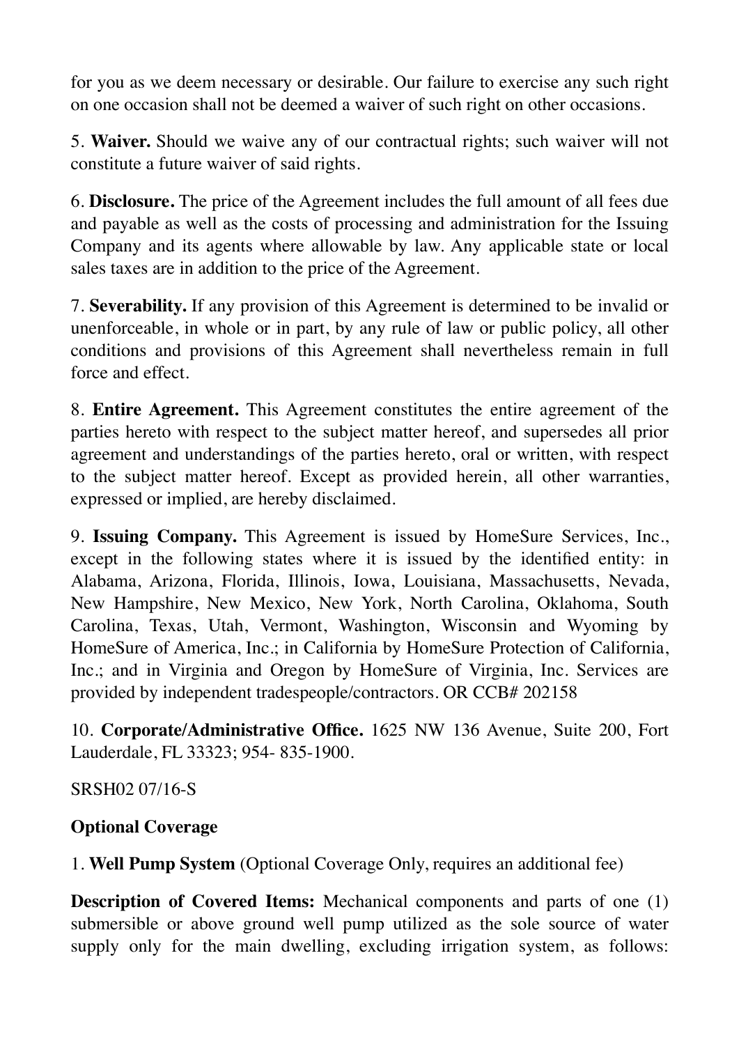for you as we deem necessary or desirable. Our failure to exercise any such right on one occasion shall not be deemed a waiver of such right on other occasions.

5. **Waiver.** Should we waive any of our contractual rights; such waiver will not constitute a future waiver of said rights.

6. **Disclosure.** The price of the Agreement includes the full amount of all fees due and payable as well as the costs of processing and administration for the Issuing Company and its agents where allowable by law. Any applicable state or local sales taxes are in addition to the price of the Agreement.

7. **Severability.** If any provision of this Agreement is determined to be invalid or unenforceable, in whole or in part, by any rule of law or public policy, all other conditions and provisions of this Agreement shall nevertheless remain in full force and effect.

8. **Entire Agreement.** This Agreement constitutes the entire agreement of the parties hereto with respect to the subject matter hereof, and supersedes all prior agreement and understandings of the parties hereto, oral or written, with respect to the subject matter hereof. Except as provided herein, all other warranties, expressed or implied, are hereby disclaimed.

9. **Issuing Company.** This Agreement is issued by HomeSure Services, Inc., except in the following states where it is issued by the identified entity: in Alabama, Arizona, Florida, Illinois, Iowa, Louisiana, Massachusetts, Nevada, New Hampshire, New Mexico, New York, North Carolina, Oklahoma, South Carolina, Texas, Utah, Vermont, Washington, Wisconsin and Wyoming by HomeSure of America, Inc.; in California by HomeSure Protection of California, Inc.; and in Virginia and Oregon by HomeSure of Virginia, Inc. Services are provided by independent tradespeople/contractors. OR CCB# 202158

10. **Corporate/Administrative Office.** 1625 NW 136 Avenue, Suite 200, Fort Lauderdale, FL 33323; 954- 835-1900.

SRSH02 07/16-S

**Optional Coverage**

1. **Well Pump System** (Optional Coverage Only, requires an additional fee)

**Description of Covered Items:** Mechanical components and parts of one (1) submersible or above ground well pump utilized as the sole source of water supply only for the main dwelling, excluding irrigation system, as follows: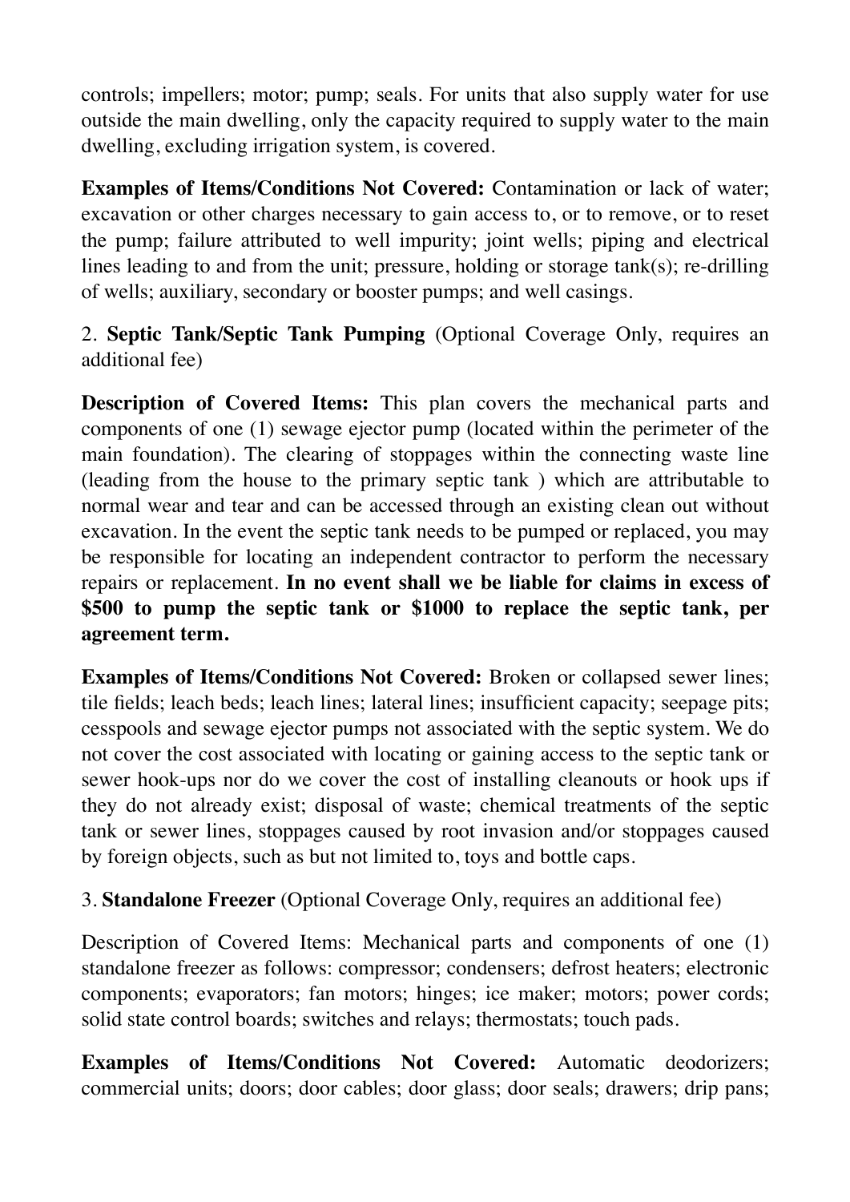controls; impellers; motor; pump; seals. For units that also supply water for use outside the main dwelling, only the capacity required to supply water to the main dwelling, excluding irrigation system, is covered.

**Examples of Items/Conditions Not Covered:** Contamination or lack of water; excavation or other charges necessary to gain access to, or to remove, or to reset the pump; failure attributed to well impurity; joint wells; piping and electrical lines leading to and from the unit; pressure, holding or storage tank(s); re-drilling of wells; auxiliary, secondary or booster pumps; and well casings.

2. **Septic Tank/Septic Tank Pumping** (Optional Coverage Only, requires an additional fee)

**Description of Covered Items:** This plan covers the mechanical parts and components of one (1) sewage ejector pump (located within the perimeter of the main foundation). The clearing of stoppages within the connecting waste line (leading from the house to the primary septic tank ) which are attributable to normal wear and tear and can be accessed through an existing clean out without excavation. In the event the septic tank needs to be pumped or replaced, you may be responsible for locating an independent contractor to perform the necessary repairs or replacement. **In no event shall we be liable for claims in excess of $500 to pump the septic tank or $1000 to replace the septic tank, per agreement term.**

**Examples of Items/Conditions Not Covered:** Broken or collapsed sewer lines; tile fields; leach beds; leach lines; lateral lines; insufficient capacity; seepage pits; cesspools and sewage ejector pumps not associated with the septic system. We do not cover the cost associated with locating or gaining access to the septic tank or sewer hook-ups nor do we cover the cost of installing cleanouts or hook ups if they do not already exist; disposal of waste; chemical treatments of the septic tank or sewer lines, stoppages caused by root invasion and/or stoppages caused by foreign objects, such as but not limited to, toys and bottle caps.

3. **Standalone Freezer** (Optional Coverage Only, requires an additional fee)

Description of Covered Items: Mechanical parts and components of one (1) standalone freezer as follows: compressor; condensers; defrost heaters; electronic components; evaporators; fan motors; hinges; ice maker; motors; power cords; solid state control boards; switches and relays; thermostats; touch pads.

**Examples of Items/Conditions Not Covered:** Automatic deodorizers; commercial units; doors; door cables; door glass; door seals; drawers; drip pans;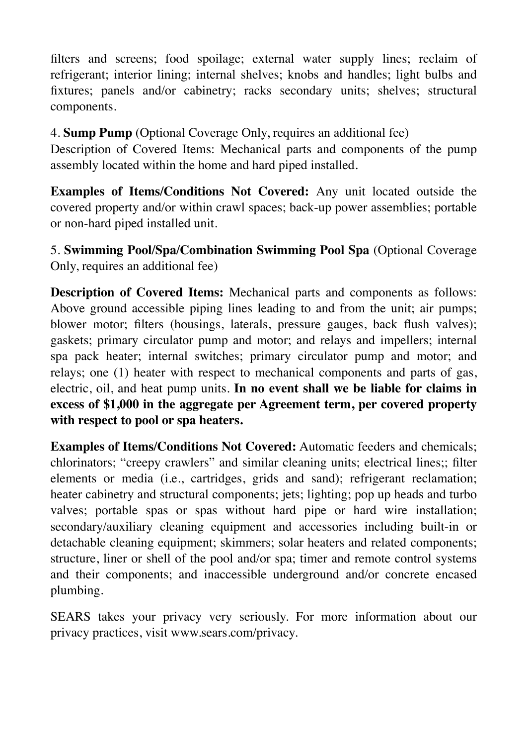filters and screens; food spoilage; external water supply lines; reclaim of refrigerant; interior lining; internal shelves; knobs and handles; light bulbs and fixtures; panels and/or cabinetry; racks secondary units; shelves; structural components.

4. **Sump Pump** (Optional Coverage Only, requires an additional fee)
Description of Covered Items: Mechanical parts and components of the pump assembly located within the home and hard piped installed.

**Examples of Items/Conditions Not Covered:** Any unit located outside the covered property and/or within crawl spaces; back-up power assemblies; portable or non-hard piped installed unit.

5. **Swimming Pool/Spa/Combination Swimming Pool Spa** (Optional Coverage Only, requires an additional fee)

**Description of Covered Items:** Mechanical parts and components as follows: Above ground accessible piping lines leading to and from the unit; air pumps; blower motor; filters (housings, laterals, pressure gauges, back flush valves); gaskets; primary circulator pump and motor; and relays and impellers; internal spa pack heater; internal switches; primary circulator pump and motor; and relays; one (1) heater with respect to mechanical components and parts of gas, electric, oil, and heat pump units. **In no event shall we be liable for claims in excess of $1,000 in the aggregate per Agreement term, per covered property with respect to pool or spa heaters.**

**Examples of Items/Conditions Not Covered:** Automatic feeders and chemicals; chlorinators; "creepy crawlers" and similar cleaning units; electrical lines;; filter elements or media (i.e., cartridges, grids and sand); refrigerant reclamation; heater cabinetry and structural components; jets; lighting; pop up heads and turbo valves; portable spas or spas without hard pipe or hard wire installation; secondary/auxiliary cleaning equipment and accessories including built-in or detachable cleaning equipment; skimmers; solar heaters and related components; structure, liner or shell of the pool and/or spa; timer and remote control systems and their components; and inaccessible underground and/or concrete encased plumbing.

SEARS takes your privacy very seriously. For more information about our privacy practices, visit www.sears.com/privacy.